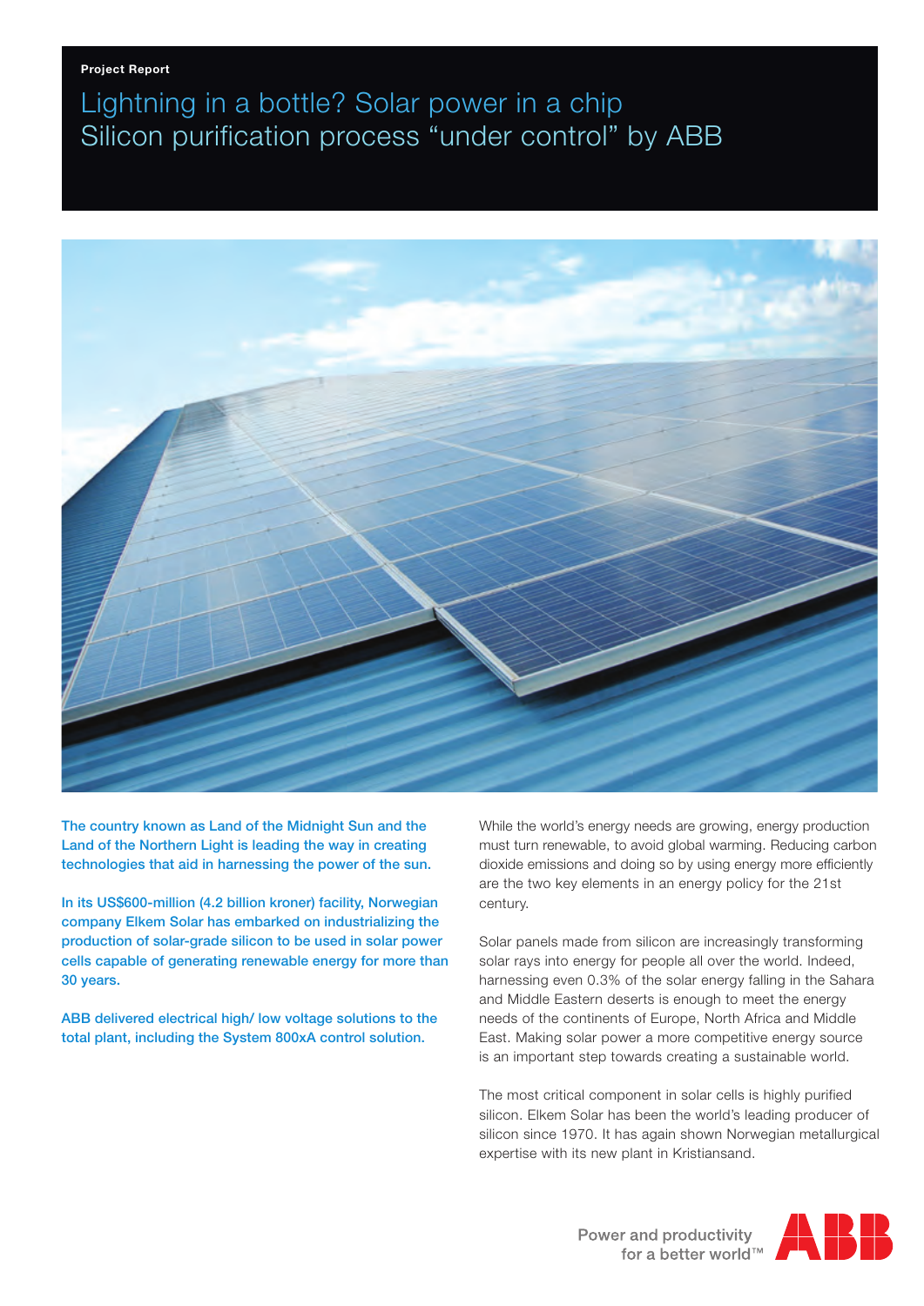Project Report

# Lightning in a bottle? Solar power in a chip
## Silicon purification process "under control" by ABB

**The country known as Land of the Midnight Sun and the Land of the Northern Light is leading the way in creating technologies that aid in harnessing the power of the sun.**

**In its US$600-million (4.2 billion kroner) facility, Norwegian company Elkem Solar has embarked on industrializing the production of solar-grade silicon to be used in solar power cells capable of generating renewable energy for more than 30 years.**

**ABB delivered electrical high/ low voltage solutions to the total plant, including the System 800xA control solution.**

While the world's energy needs are growing, energy production must turn renewable, to avoid global warming. Reducing carbon dioxide emissions and doing so by using energy more efficiently are the two key elements in an energy policy for the 21st century.

Solar panels made from silicon are increasingly transforming solar rays into energy for people all over the world. Indeed, harnessing even 0.3% of the solar energy falling in the Sahara and Middle Eastern deserts is enough to meet the energy needs of the continents of Europe, North Africa and Middle East. Making solar power a more competitive energy source is an important step towards creating a sustainable world.

The most critical component in solar cells is highly purified silicon. Elkem Solar has been the world's leading producer of silicon since 1970. It has again shown Norwegian metallurgical expertise with its new plant in Kristiansand.

Power and productivity for a better world™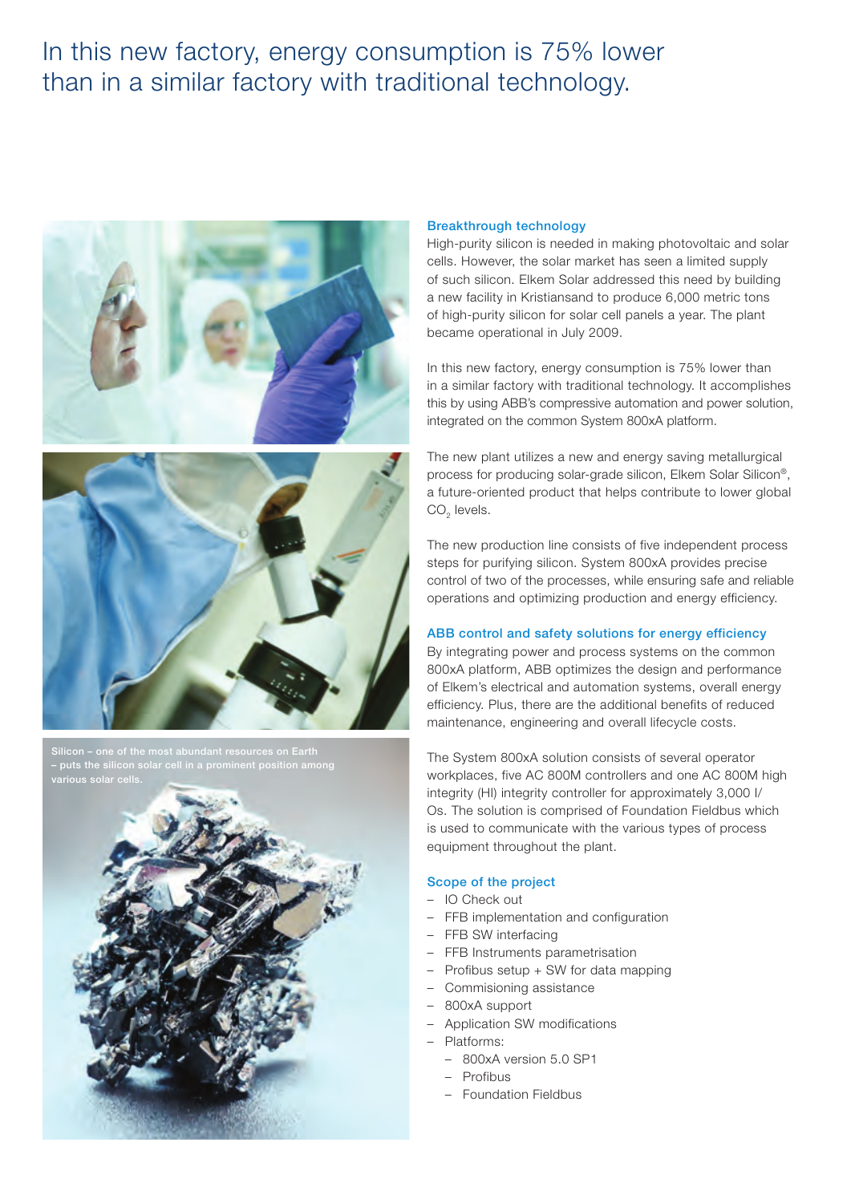# In this new factory, energy consumption is 75% lower than in a similar factory with traditional technology.

Silicon – one of the most abundant resources on Earth – puts the silicon solar cell in a prominent position among various solar cells.

### Breakthrough technology

High-purity silicon is needed in making photovoltaic and solar cells. However, the solar market has seen a limited supply of such silicon. Elkem Solar addressed this need by building a new facility in Kristiansand to produce 6,000 metric tons of high-purity silicon for solar cell panels a year. The plant became operational in July 2009.

In this new factory, energy consumption is 75% lower than in a similar factory with traditional technology. It accomplishes this by using ABB's compressive automation and power solution, integrated on the common System 800xA platform.

The new plant utilizes a new and energy saving metallurgical process for producing solar-grade silicon, Elkem Solar Silicon®, a future-oriented product that helps contribute to lower global $CO_2$ levels.

The new production line consists of five independent process steps for purifying silicon. System 800xA provides precise control of two of the processes, while ensuring safe and reliable operations and optimizing production and energy efficiency.

### ABB control and safety solutions for energy efficiency

By integrating power and process systems on the common 800xA platform, ABB optimizes the design and performance of Elkem's electrical and automation systems, overall energy efficiency. Plus, there are the additional benefits of reduced maintenance, engineering and overall lifecycle costs.

The System 800xA solution consists of several operator workplaces, five AC 800M controllers and one AC 800M high integrity (HI) integrity controller for approximately 3,000 I/Os. The solution is comprised of Foundation Fieldbus which is used to communicate with the various types of process equipment throughout the plant.

### Scope of the project

- IO Check out
- FFB implementation and configuration
- FFB SW interfacing
- FFB Instruments parametrisation
- Profibus setup + SW for data mapping
- Commisioning assistance
- 800xA support
- Application SW modifications
- Platforms:
  - 800xA version 5.0 SP1
  - Profibus
  - Foundation Fieldbus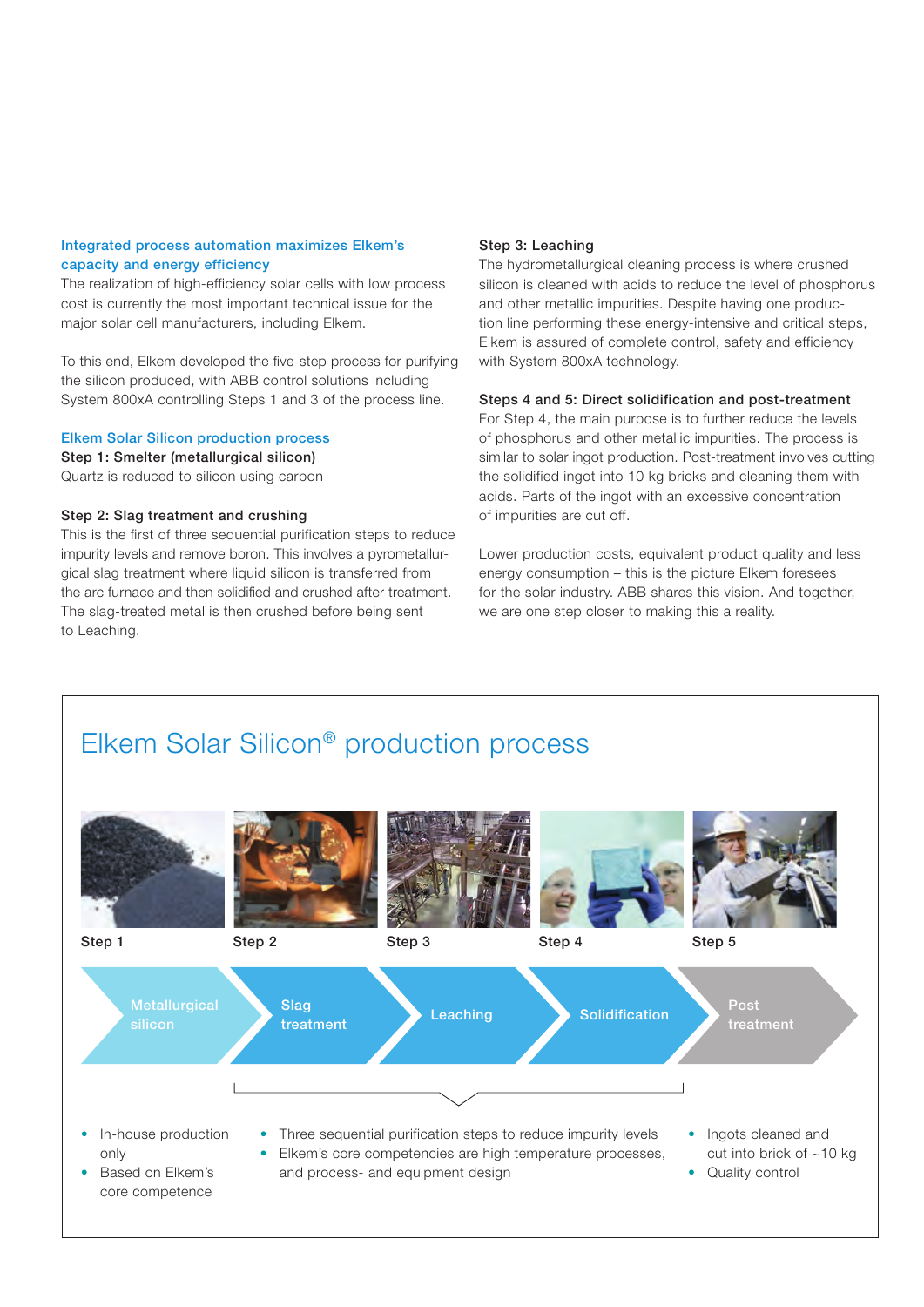## Integrated process automation maximizes Elkem's capacity and energy efficiency

The realization of high-efficiency solar cells with low process cost is currently the most important technical issue for the major solar cell manufacturers, including Elkem.

To this end, Elkem developed the five-step process for purifying the silicon produced, with ABB control solutions including System 800xA controlling Steps 1 and 3 of the process line.

## Elkem Solar Silicon production process

**Step 1: Smelter (metallurgical silicon)**
Quartz is reduced to silicon using carbon

**Step 2: Slag treatment and crushing**
This is the first of three sequential purification steps to reduce impurity levels and remove boron. This involves a pyrometallurgical slag treatment where liquid silicon is transferred from the arc furnace and then solidified and crushed after treatment. The slag-treated metal is then crushed before being sent to Leaching.

**Step 3: Leaching**
The hydrometallurgical cleaning process is where crushed silicon is cleaned with acids to reduce the level of phosphorus and other metallic impurities. Despite having one production line performing these energy-intensive and critical steps, Elkem is assured of complete control, safety and efficiency with System 800xA technology.

**Steps 4 and 5: Direct solidification and post-treatment**
For Step 4, the main purpose is to further reduce the levels of phosphorus and other metallic impurities. The process is similar to solar ingot production. Post-treatment involves cutting the solidified ingot into 10 kg bricks and cleaning them with acids. Parts of the ingot with an excessive concentration of impurities are cut off.

Lower production costs, equivalent product quality and less energy consumption – this is the picture Elkem foresees for the solar industry. ABB shares this vision. And together, we are one step closer to making this a reality.

## Elkem Solar Silicon® production process

Step 1 | Step 2 | Step 3 | Step 4 | Step 5

Metallurgical silicon → Slag treatment → Leaching → Solidification → Post treatment

- In-house production only
- Based on Elkem's core competence

- Three sequential purification steps to reduce impurity levels
- Elkem's core competencies are high temperature processes, and process- and equipment design

- Ingots cleaned and cut into brick of ~10 kg
- Quality control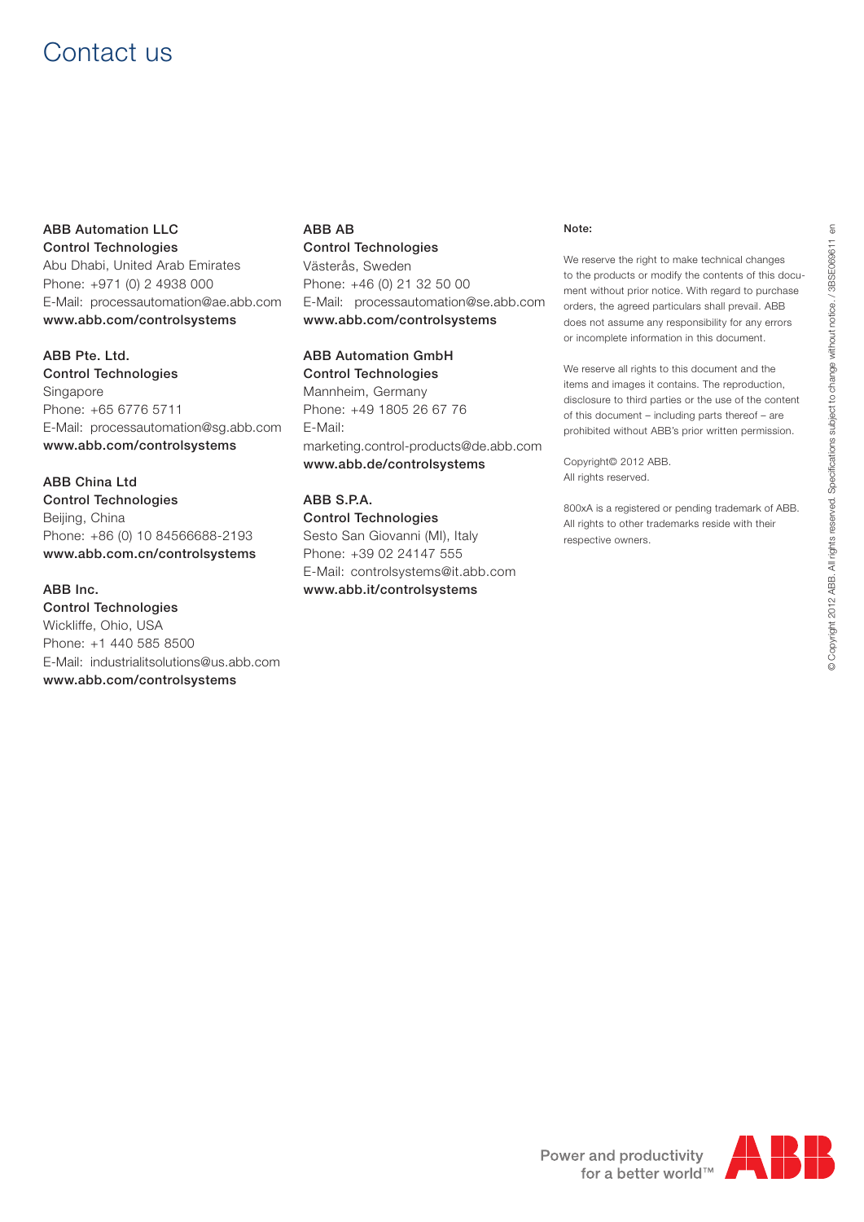# Contact us

**ABB Automation LLC**
**Control Technologies**
Abu Dhabi, United Arab Emirates
Phone: +971 (0) 2 4938 000
E-Mail: processautomation@ae.abb.com
**www.abb.com/controlsystems**

**ABB Pte. Ltd.**
**Control Technologies**
Singapore
Phone: +65 6776 5711
E-Mail: processautomation@sg.abb.com
**www.abb.com/controlsystems**

**ABB China Ltd**
**Control Technologies**
Beijing, China
Phone: +86 (0) 10 84566688-2193
**www.abb.com.cn/controlsystems**

**ABB Inc.**
**Control Technologies**
Wickliffe, Ohio, USA
Phone: +1 440 585 8500
E-Mail: industrialitsolutions@us.abb.com
**www.abb.com/controlsystems**

**ABB AB**
**Control Technologies**
Västerås, Sweden
Phone: +46 (0) 21 32 50 00
E-Mail: processautomation@se.abb.com
**www.abb.com/controlsystems**

**ABB Automation GmbH**
**Control Technologies**
Mannheim, Germany
Phone: +49 1805 26 67 76
E-Mail:
marketing.control-products@de.abb.com
**www.abb.de/controlsystems**

**ABB S.P.A.**
**Control Technologies**
Sesto San Giovanni (MI), Italy
Phone: +39 02 24147 555
E-Mail: controlsystems@it.abb.com
**www.abb.it/controlsystems**

**Note:**

We reserve the right to make technical changes to the products or modify the contents of this document without prior notice. With regard to purchase orders, the agreed particulars shall prevail. ABB does not assume any responsibility for any errors or incomplete information in this document.

We reserve all rights to this document and the items and images it contains. The reproduction, disclosure to third parties or the use of the content of this document – including parts thereof – are prohibited without ABB's prior written permission.

Copyright© 2012 ABB.
All rights reserved.

800xA is a registered or pending trademark of ABB. All rights to other trademarks reside with their respective owners.

© Copyright 2012 ABB. All rights reserved. Specifications subject to change without notice. / 3BSE069611 en

Power and productivity
for a better world™